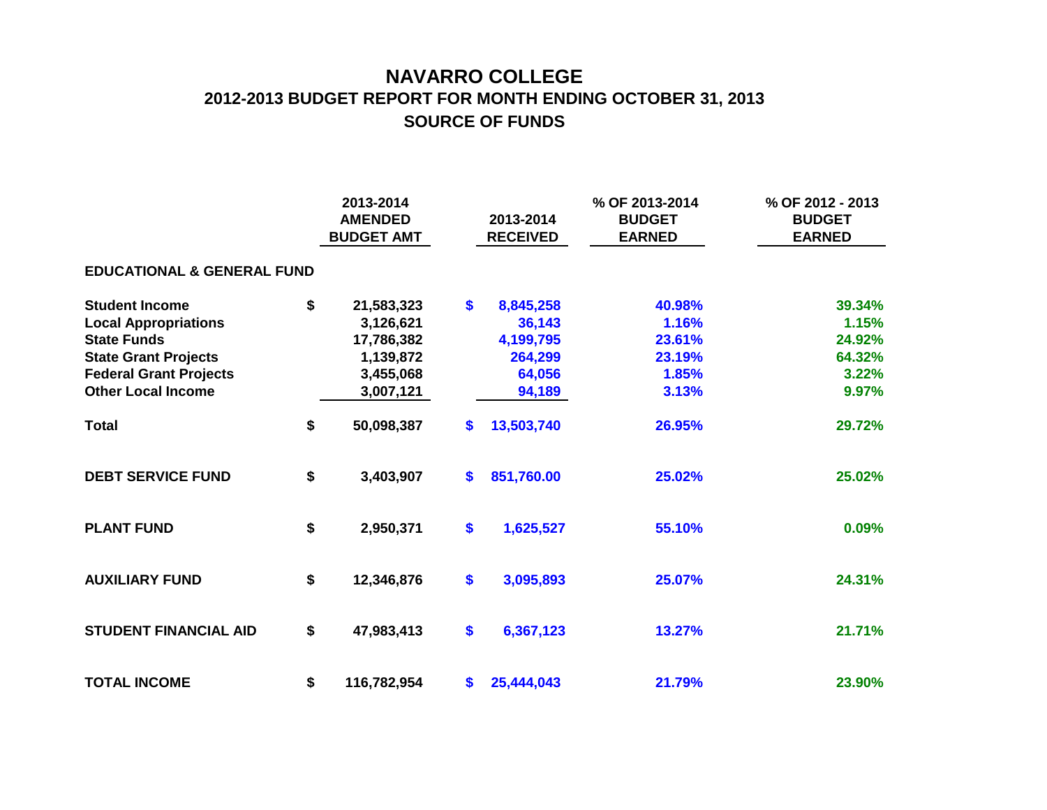# NAVARRO COLLEGE

## 2012-2013 BUDGET REPORT FOR MONTH ENDING OCTOBER 31, 2013

## SOURCE OF FUNDS

| | 2013-2014 AMENDED BUDGET AMT | 2013-2014 RECEIVED | % OF 2013-2014 BUDGET EARNED | % OF 2012 - 2013 BUDGET EARNED |
|---|---|---|---|---|
| **EDUCATIONAL & GENERAL FUND** | | | | |
| Student Income | $ 21,583,323 | $ 8,845,258 | 40.98% | 39.34% |
| Local Appropriations | 3,126,621 | 36,143 | 1.16% | 1.15% |
| State Funds | 17,786,382 | 4,199,795 | 23.61% | 24.92% |
| State Grant Projects | 1,139,872 | 264,299 | 23.19% | 64.32% |
| Federal Grant Projects | 3,455,068 | 64,056 | 1.85% | 3.22% |
| Other Local Income | 3,007,121 | 94,189 | 3.13% | 9.97% |
| **Total** | $ 50,098,387 | $ 13,503,740 | 26.95% | 29.72% |
| **DEBT SERVICE FUND** | $ 3,403,907 | $ 851,760.00 | 25.02% | 25.02% |
| **PLANT FUND** | $ 2,950,371 | $ 1,625,527 | 55.10% | 0.09% |
| **AUXILIARY FUND** | $ 12,346,876 | $ 3,095,893 | 25.07% | 24.31% |
| **STUDENT FINANCIAL AID** | $ 47,983,413 | $ 6,367,123 | 13.27% | 21.71% |
| **TOTAL INCOME** | $ 116,782,954 | $ 25,444,043 | 21.79% | 23.90% |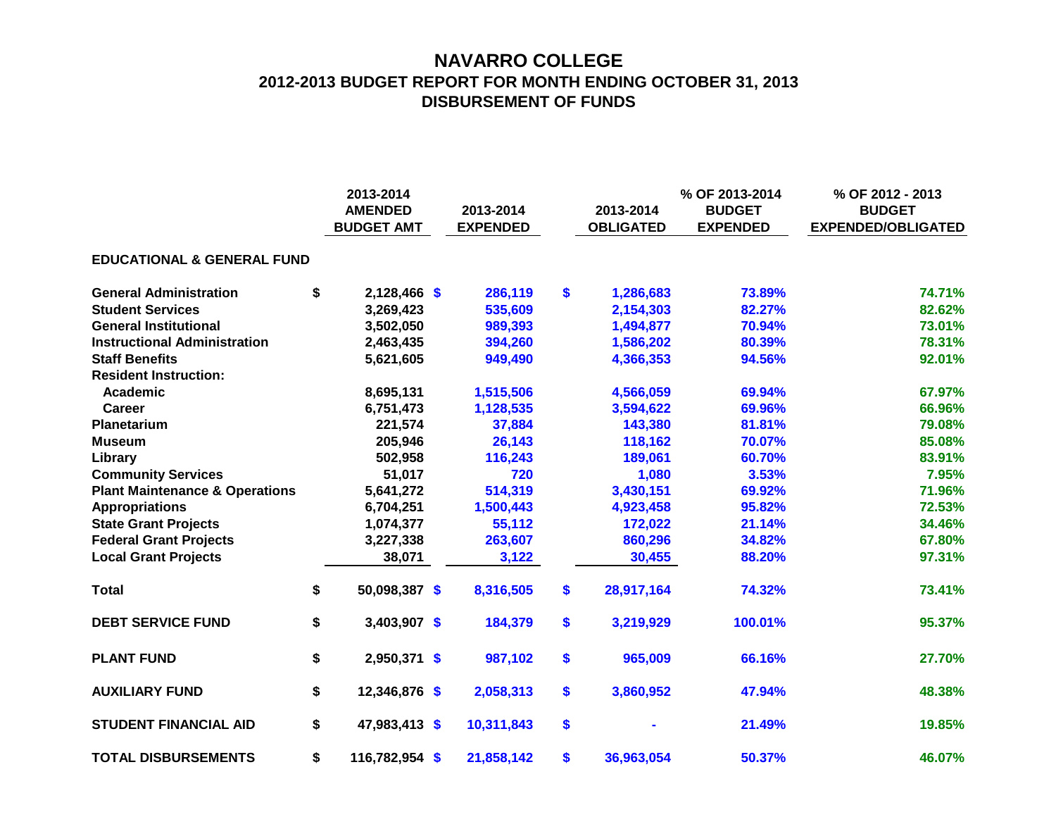# NAVARRO COLLEGE
## 2012-2013 BUDGET REPORT FOR MONTH ENDING OCTOBER 31, 2013
## DISBURSEMENT OF FUNDS

| | 2013-2014 AMENDED BUDGET AMT | 2013-2014 EXPENDED | 2013-2014 OBLIGATED | % OF 2013-2014 BUDGET EXPENDED | % OF 2012 - 2013 BUDGET EXPENDED/OBLIGATED |
|---|---|---|---|---|---|
| **EDUCATIONAL & GENERAL FUND** | | | | | |
| **General Administration** | $ 2,128,466 | $ 286,119 | $ 1,286,683 | 73.89% | 74.71% |
| **Student Services** | 3,269,423 | 535,609 | 2,154,303 | 82.27% | 82.62% |
| **General Institutional** | 3,502,050 | 989,393 | 1,494,877 | 70.94% | 73.01% |
| **Instructional Administration** | 2,463,435 | 394,260 | 1,586,202 | 80.39% | 78.31% |
| **Staff Benefits** | 5,621,605 | 949,490 | 4,366,353 | 94.56% | 92.01% |
| **Resident Instruction:** | | | | | |
| **Academic** | 8,695,131 | 1,515,506 | 4,566,059 | 69.94% | 67.97% |
| **Career** | 6,751,473 | 1,128,535 | 3,594,622 | 69.96% | 66.96% |
| **Planetarium** | 221,574 | 37,884 | 143,380 | 81.81% | 79.08% |
| **Museum** | 205,946 | 26,143 | 118,162 | 70.07% | 85.08% |
| **Library** | 502,958 | 116,243 | 189,061 | 60.70% | 83.91% |
| **Community Services** | 51,017 | 720 | 1,080 | 3.53% | 7.95% |
| **Plant Maintenance & Operations** | 5,641,272 | 514,319 | 3,430,151 | 69.92% | 71.96% |
| **Appropriations** | 6,704,251 | 1,500,443 | 4,923,458 | 95.82% | 72.53% |
| **State Grant Projects** | 1,074,377 | 55,112 | 172,022 | 21.14% | 34.46% |
| **Federal Grant Projects** | 3,227,338 | 263,607 | 860,296 | 34.82% | 67.80% |
| **Local Grant Projects** | 38,071 | 3,122 | 30,455 | 88.20% | 97.31% |
| **Total** | $ 50,098,387 | $ 8,316,505 | $ 28,917,164 | 74.32% | 73.41% |
| **DEBT SERVICE FUND** | $ 3,403,907 | $ 184,379 | $ 3,219,929 | 100.01% | 95.37% |
| **PLANT FUND** | $ 2,950,371 | $ 987,102 | $ 965,009 | 66.16% | 27.70% |
| **AUXILIARY FUND** | $ 12,346,876 | $ 2,058,313 | $ 3,860,952 | 47.94% | 48.38% |
| **STUDENT FINANCIAL AID** | $ 47,983,413 | $ 10,311,843 | $ - | 21.49% | 19.85% |
| **TOTAL DISBURSEMENTS** | $ 116,782,954 | $ 21,858,142 | $ 36,963,054 | 50.37% | 46.07% |